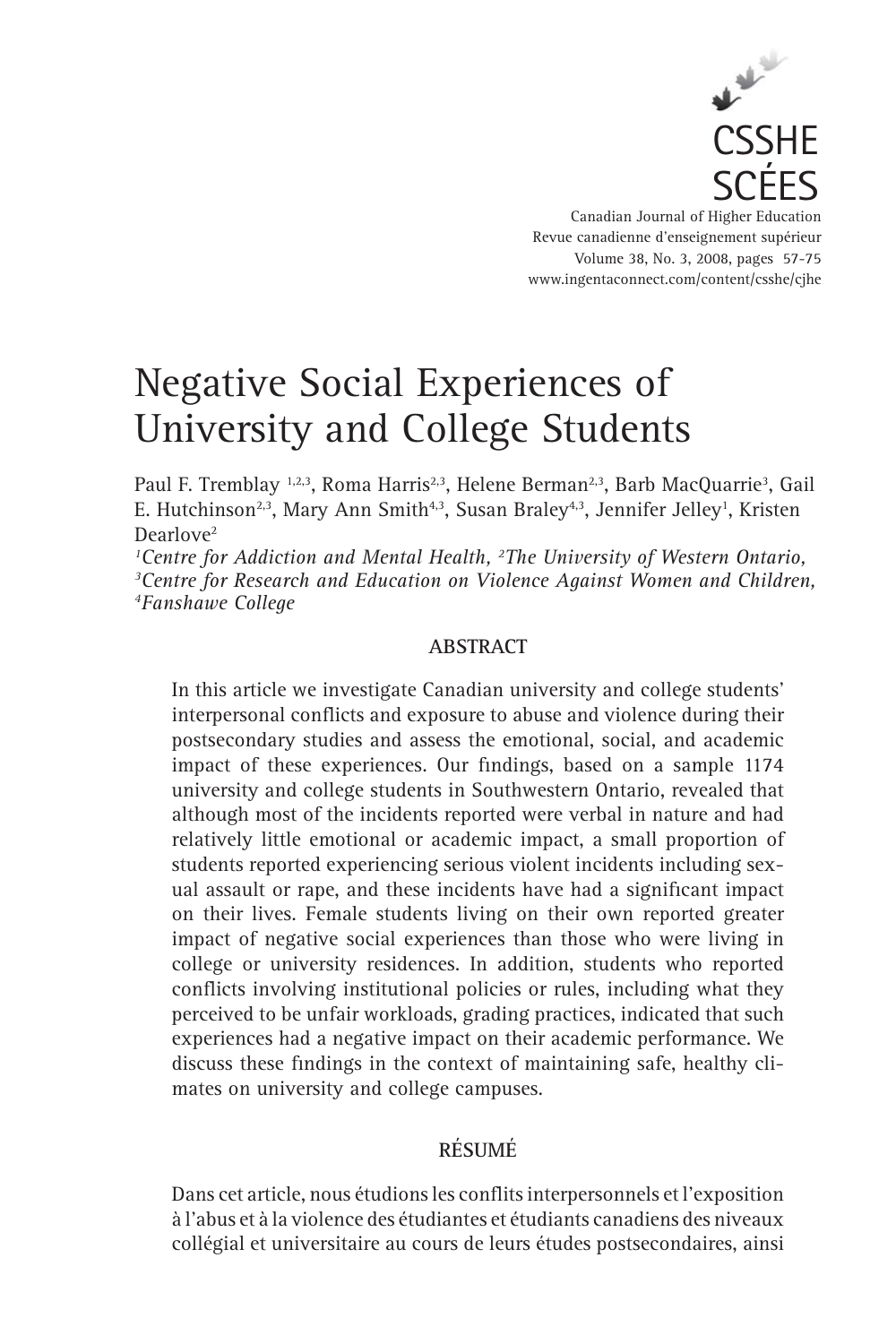CSSHE
SCÉES

Canadian Journal of Higher Education
Revue canadienne d'enseignement supérieur
Volume 38, No. 3, 2008, pages 57-75
www.ingentaconnect.com/content/csshe/cjhe

# Negative Social Experiences of University and College Students

Paul F. Tremblay [1,2,3], Roma Harris[2,3], Helene Berman[2,3], Barb MacQuarrie[3], Gail E. Hutchinson[2,3], Mary Ann Smith[4,3], Susan Braley[4,3], Jennifer Jelley[1], Kristen Dearlove[2]

[1]*Centre for Addiction and Mental Health,* [2]*The University of Western Ontario,* [3]*Centre for Research and Education on Violence Against Women and Children,* [4]*Fanshawe College*

## ABSTRACT

In this article we investigate Canadian university and college students' interpersonal conflicts and exposure to abuse and violence during their postsecondary studies and assess the emotional, social, and academic impact of these experiences. Our findings, based on a sample 1174 university and college students in Southwestern Ontario, revealed that although most of the incidents reported were verbal in nature and had relatively little emotional or academic impact, a small proportion of students reported experiencing serious violent incidents including sexual assault or rape, and these incidents have had a significant impact on their lives. Female students living on their own reported greater impact of negative social experiences than those who were living in college or university residences. In addition, students who reported conflicts involving institutional policies or rules, including what they perceived to be unfair workloads, grading practices, indicated that such experiences had a negative impact on their academic performance. We discuss these findings in the context of maintaining safe, healthy climates on university and college campuses.

## RÉSUMÉ

Dans cet article, nous étudions les conflits interpersonnels et l'exposition à l'abus et à la violence des étudiantes et étudiants canadiens des niveaux collégial et universitaire au cours de leurs études postsecondaires, ainsi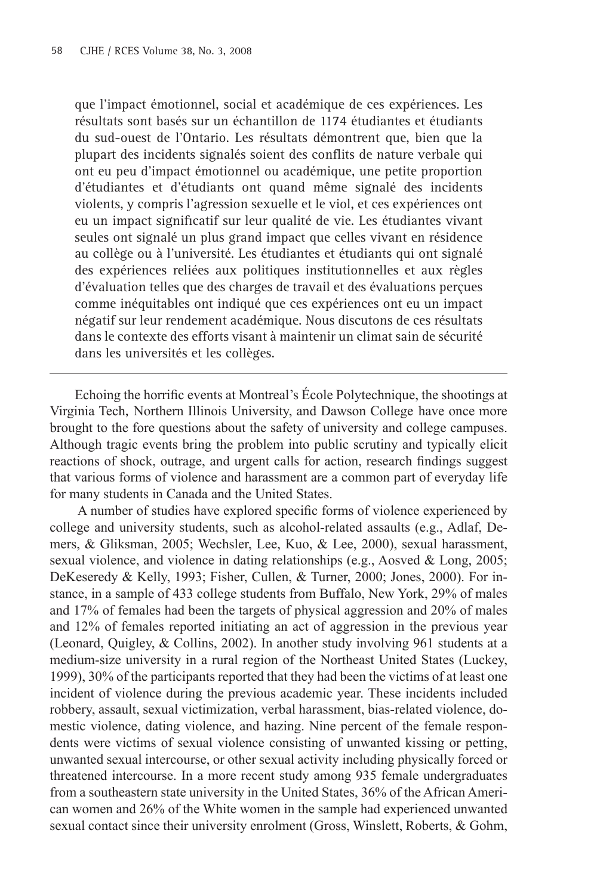que l'impact émotionnel, social et académique de ces expériences. Les résultats sont basés sur un échantillon de 1174 étudiantes et étudiants du sud-ouest de l'Ontario. Les résultats démontrent que, bien que la plupart des incidents signalés soient des conflits de nature verbale qui ont eu peu d'impact émotionnel ou académique, une petite proportion d'étudiantes et d'étudiants ont quand même signalé des incidents violents, y compris l'agression sexuelle et le viol, et ces expériences ont eu un impact significatif sur leur qualité de vie. Les étudiantes vivant seules ont signalé un plus grand impact que celles vivant en résidence au collège ou à l'université. Les étudiantes et étudiants qui ont signalé des expériences reliées aux politiques institutionnelles et aux règles d'évaluation telles que des charges de travail et des évaluations perçues comme inéquitables ont indiqué que ces expériences ont eu un impact négatif sur leur rendement académique. Nous discutons de ces résultats dans le contexte des efforts visant à maintenir un climat sain de sécurité dans les universités et les collèges.

---

Echoing the horrific events at Montreal's École Polytechnique, the shootings at Virginia Tech, Northern Illinois University, and Dawson College have once more brought to the fore questions about the safety of university and college campuses. Although tragic events bring the problem into public scrutiny and typically elicit reactions of shock, outrage, and urgent calls for action, research findings suggest that various forms of violence and harassment are a common part of everyday life for many students in Canada and the United States.

A number of studies have explored specific forms of violence experienced by college and university students, such as alcohol-related assaults (e.g., Adlaf, Demers, & Gliksman, 2005; Wechsler, Lee, Kuo, & Lee, 2000), sexual harassment, sexual violence, and violence in dating relationships (e.g., Aosved & Long, 2005; DeKeseredy & Kelly, 1993; Fisher, Cullen, & Turner, 2000; Jones, 2000). For instance, in a sample of 433 college students from Buffalo, New York, 29% of males and 17% of females had been the targets of physical aggression and 20% of males and 12% of females reported initiating an act of aggression in the previous year (Leonard, Quigley, & Collins, 2002). In another study involving 961 students at a medium-size university in a rural region of the Northeast United States (Luckey, 1999), 30% of the participants reported that they had been the victims of at least one incident of violence during the previous academic year. These incidents included robbery, assault, sexual victimization, verbal harassment, bias-related violence, domestic violence, dating violence, and hazing. Nine percent of the female respondents were victims of sexual violence consisting of unwanted kissing or petting, unwanted sexual intercourse, or other sexual activity including physically forced or threatened intercourse. In a more recent study among 935 female undergraduates from a southeastern state university in the United States, 36% of the African American women and 26% of the White women in the sample had experienced unwanted sexual contact since their university enrolment (Gross, Winslett, Roberts, & Gohm,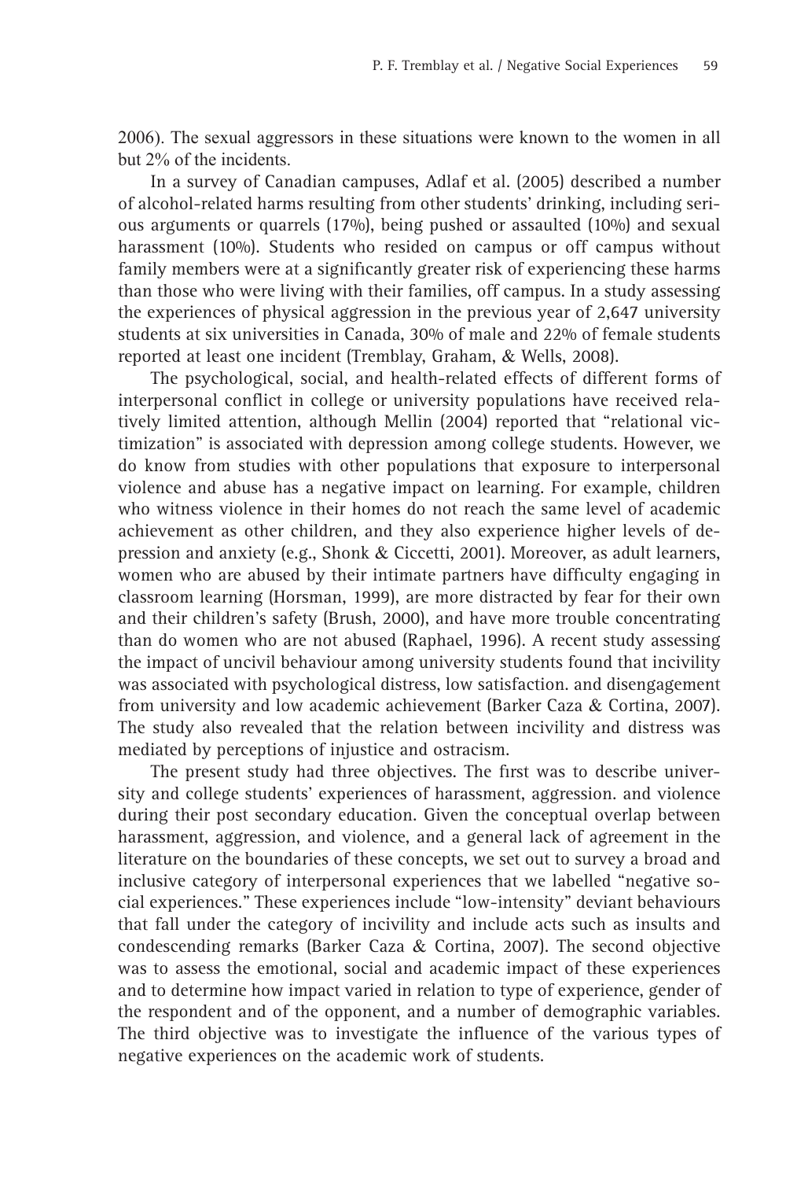2006). The sexual aggressors in these situations were known to the women in all but 2% of the incidents.

In a survey of Canadian campuses, Adlaf et al. (2005) described a number of alcohol-related harms resulting from other students' drinking, including serious arguments or quarrels (17%), being pushed or assaulted (10%) and sexual harassment (10%). Students who resided on campus or off campus without family members were at a significantly greater risk of experiencing these harms than those who were living with their families, off campus. In a study assessing the experiences of physical aggression in the previous year of 2,647 university students at six universities in Canada, 30% of male and 22% of female students reported at least one incident (Tremblay, Graham, & Wells, 2008).

The psychological, social, and health-related effects of different forms of interpersonal conflict in college or university populations have received relatively limited attention, although Mellin (2004) reported that "relational victimization" is associated with depression among college students. However, we do know from studies with other populations that exposure to interpersonal violence and abuse has a negative impact on learning. For example, children who witness violence in their homes do not reach the same level of academic achievement as other children, and they also experience higher levels of depression and anxiety (e.g., Shonk & Ciccetti, 2001). Moreover, as adult learners, women who are abused by their intimate partners have difficulty engaging in classroom learning (Horsman, 1999), are more distracted by fear for their own and their children's safety (Brush, 2000), and have more trouble concentrating than do women who are not abused (Raphael, 1996). A recent study assessing the impact of uncivil behaviour among university students found that incivility was associated with psychological distress, low satisfaction. and disengagement from university and low academic achievement (Barker Caza & Cortina, 2007). The study also revealed that the relation between incivility and distress was mediated by perceptions of injustice and ostracism.

The present study had three objectives. The first was to describe university and college students' experiences of harassment, aggression. and violence during their post secondary education. Given the conceptual overlap between harassment, aggression, and violence, and a general lack of agreement in the literature on the boundaries of these concepts, we set out to survey a broad and inclusive category of interpersonal experiences that we labelled "negative social experiences." These experiences include "low-intensity" deviant behaviours that fall under the category of incivility and include acts such as insults and condescending remarks (Barker Caza & Cortina, 2007). The second objective was to assess the emotional, social and academic impact of these experiences and to determine how impact varied in relation to type of experience, gender of the respondent and of the opponent, and a number of demographic variables. The third objective was to investigate the influence of the various types of negative experiences on the academic work of students.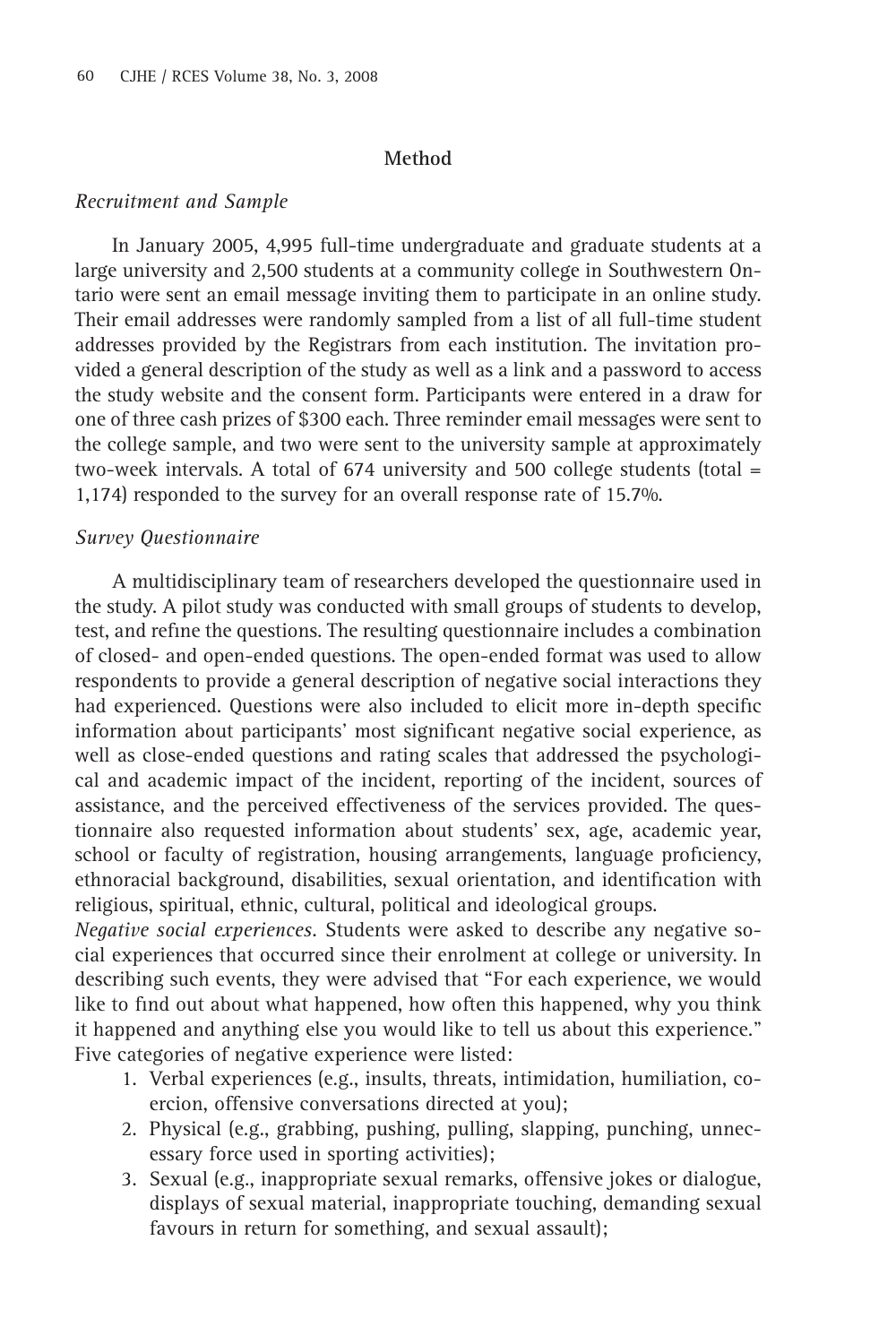## Method

### *Recruitment and Sample*

In January 2005, 4,995 full-time undergraduate and graduate students at a large university and 2,500 students at a community college in Southwestern Ontario were sent an email message inviting them to participate in an online study. Their email addresses were randomly sampled from a list of all full-time student addresses provided by the Registrars from each institution. The invitation provided a general description of the study as well as a link and a password to access the study website and the consent form. Participants were entered in a draw for one of three cash prizes of $300 each. Three reminder email messages were sent to the college sample, and two were sent to the university sample at approximately two-week intervals. A total of 674 university and 500 college students (total = 1,174) responded to the survey for an overall response rate of 15.7%.

### *Survey Questionnaire*

A multidisciplinary team of researchers developed the questionnaire used in the study. A pilot study was conducted with small groups of students to develop, test, and refine the questions. The resulting questionnaire includes a combination of closed- and open-ended questions. The open-ended format was used to allow respondents to provide a general description of negative social interactions they had experienced. Questions were also included to elicit more in-depth specific information about participants' most significant negative social experience, as well as close-ended questions and rating scales that addressed the psychological and academic impact of the incident, reporting of the incident, sources of assistance, and the perceived effectiveness of the services provided. The questionnaire also requested information about students' sex, age, academic year, school or faculty of registration, housing arrangements, language proficiency, ethnoracial background, disabilities, sexual orientation, and identification with religious, spiritual, ethnic, cultural, political and ideological groups.

*Negative social experiences*. Students were asked to describe any negative social experiences that occurred since their enrolment at college or university. In describing such events, they were advised that "For each experience, we would like to find out about what happened, how often this happened, why you think it happened and anything else you would like to tell us about this experience." Five categories of negative experience were listed:

1. Verbal experiences (e.g., insults, threats, intimidation, humiliation, coercion, offensive conversations directed at you);
2. Physical (e.g., grabbing, pushing, pulling, slapping, punching, unnecessary force used in sporting activities);
3. Sexual (e.g., inappropriate sexual remarks, offensive jokes or dialogue, displays of sexual material, inappropriate touching, demanding sexual favours in return for something, and sexual assault);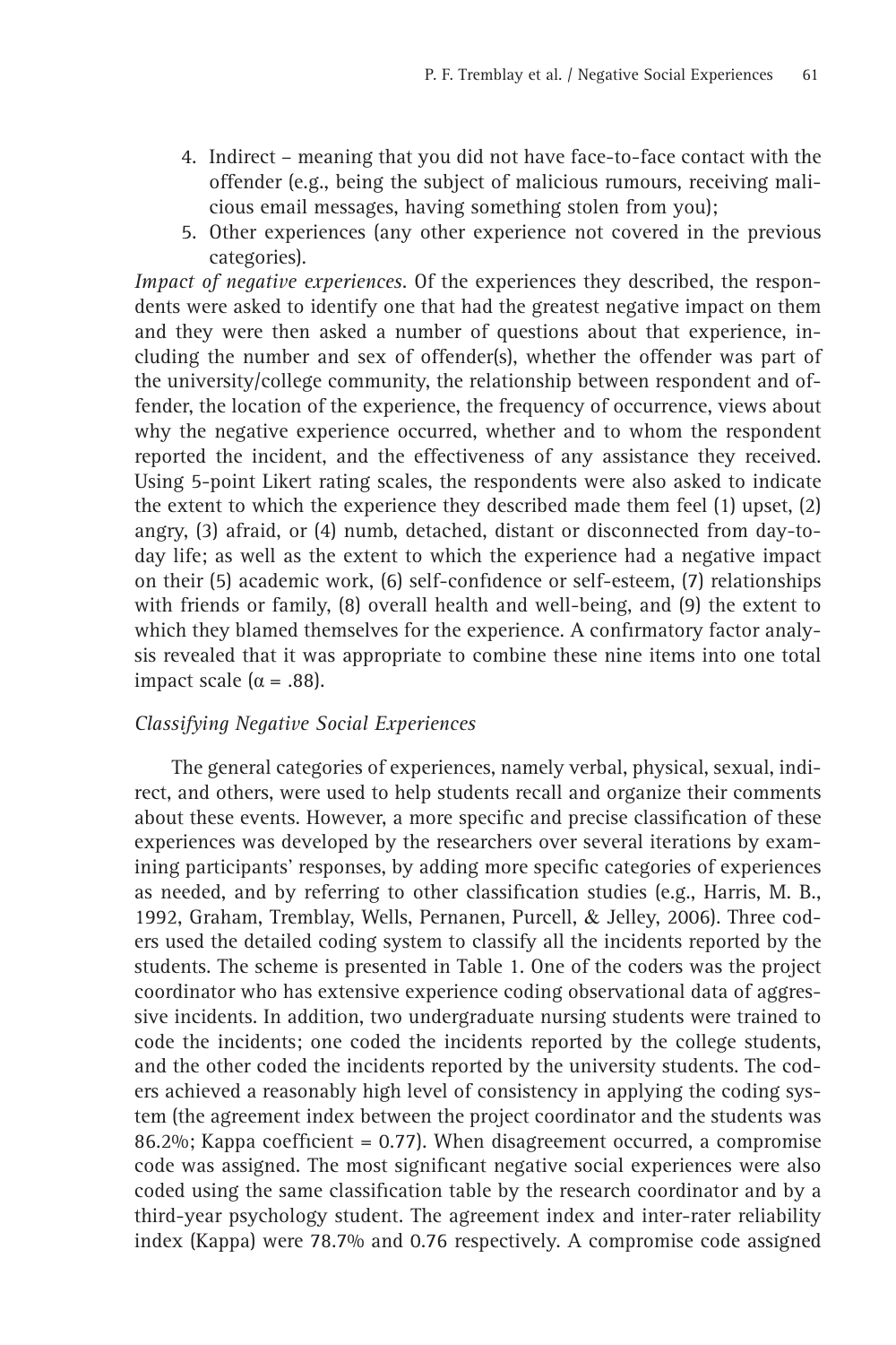4. Indirect – meaning that you did not have face-to-face contact with the offender (e.g., being the subject of malicious rumours, receiving malicious email messages, having something stolen from you);
5. Other experiences (any other experience not covered in the previous categories).

*Impact of negative experiences.* Of the experiences they described, the respondents were asked to identify one that had the greatest negative impact on them and they were then asked a number of questions about that experience, including the number and sex of offender(s), whether the offender was part of the university/college community, the relationship between respondent and offender, the location of the experience, the frequency of occurrence, views about why the negative experience occurred, whether and to whom the respondent reported the incident, and the effectiveness of any assistance they received. Using 5-point Likert rating scales, the respondents were also asked to indicate the extent to which the experience they described made them feel (1) upset, (2) angry, (3) afraid, or (4) numb, detached, distant or disconnected from day-to-day life; as well as the extent to which the experience had a negative impact on their (5) academic work, (6) self-confidence or self-esteem, (7) relationships with friends or family, (8) overall health and well-being, and (9) the extent to which they blamed themselves for the experience. A confirmatory factor analysis revealed that it was appropriate to combine these nine items into one total impact scale ($\alpha = .88$).

### *Classifying Negative Social Experiences*

The general categories of experiences, namely verbal, physical, sexual, indirect, and others, were used to help students recall and organize their comments about these events. However, a more specific and precise classification of these experiences was developed by the researchers over several iterations by examining participants' responses, by adding more specific categories of experiences as needed, and by referring to other classification studies (e.g., Harris, M. B., 1992, Graham, Tremblay, Wells, Pernanen, Purcell, & Jelley, 2006). Three coders used the detailed coding system to classify all the incidents reported by the students. The scheme is presented in Table 1. One of the coders was the project coordinator who has extensive experience coding observational data of aggressive incidents. In addition, two undergraduate nursing students were trained to code the incidents; one coded the incidents reported by the college students, and the other coded the incidents reported by the university students. The coders achieved a reasonably high level of consistency in applying the coding system (the agreement index between the project coordinator and the students was 86.2%; Kappa coefficient = 0.77). When disagreement occurred, a compromise code was assigned. The most significant negative social experiences were also coded using the same classification table by the research coordinator and by a third-year psychology student. The agreement index and inter-rater reliability index (Kappa) were 78.7% and 0.76 respectively. A compromise code assigned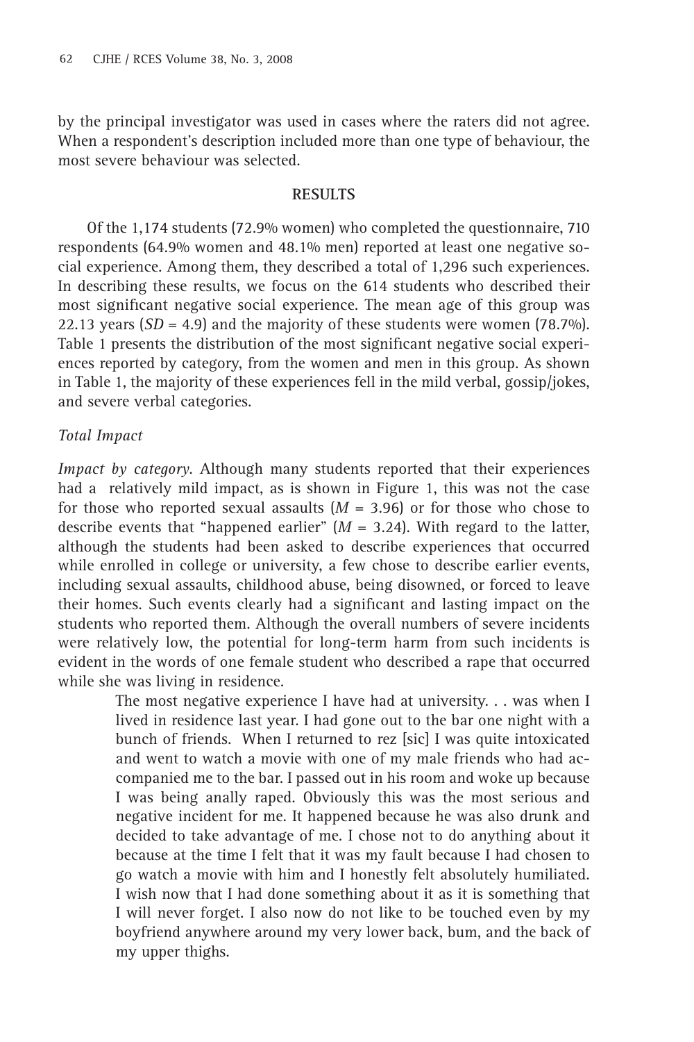by the principal investigator was used in cases where the raters did not agree. When a respondent's description included more than one type of behaviour, the most severe behaviour was selected.

## RESULTS

Of the 1,174 students (72.9% women) who completed the questionnaire, 710 respondents (64.9% women and 48.1% men) reported at least one negative social experience. Among them, they described a total of 1,296 such experiences. In describing these results, we focus on the 614 students who described their most significant negative social experience. The mean age of this group was 22.13 years ($SD$ = 4.9) and the majority of these students were women (78.7%). Table 1 presents the distribution of the most significant negative social experiences reported by category, from the women and men in this group. As shown in Table 1, the majority of these experiences fell in the mild verbal, gossip/jokes, and severe verbal categories.

### *Total Impact*

*Impact by category*. Although many students reported that their experiences had a relatively mild impact, as is shown in Figure 1, this was not the case for those who reported sexual assaults ($M$ = 3.96) or for those who chose to describe events that "happened earlier" ($M$ = 3.24). With regard to the latter, although the students had been asked to describe experiences that occurred while enrolled in college or university, a few chose to describe earlier events, including sexual assaults, childhood abuse, being disowned, or forced to leave their homes. Such events clearly had a significant and lasting impact on the students who reported them. Although the overall numbers of severe incidents were relatively low, the potential for long-term harm from such incidents is evident in the words of one female student who described a rape that occurred while she was living in residence.

> The most negative experience I have had at university. . . was when I lived in residence last year. I had gone out to the bar one night with a bunch of friends. When I returned to rez [sic] I was quite intoxicated and went to watch a movie with one of my male friends who had accompanied me to the bar. I passed out in his room and woke up because I was being anally raped. Obviously this was the most serious and negative incident for me. It happened because he was also drunk and decided to take advantage of me. I chose not to do anything about it because at the time I felt that it was my fault because I had chosen to go watch a movie with him and I honestly felt absolutely humiliated. I wish now that I had done something about it as it is something that I will never forget. I also now do not like to be touched even by my boyfriend anywhere around my very lower back, bum, and the back of my upper thighs.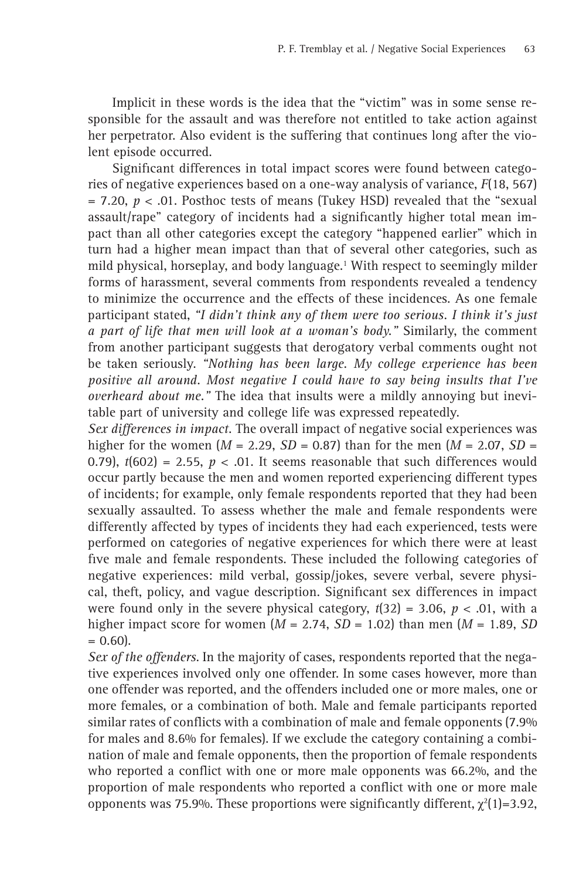Implicit in these words is the idea that the "victim" was in some sense responsible for the assault and was therefore not entitled to take action against her perpetrator. Also evident is the suffering that continues long after the violent episode occurred.

Significant differences in total impact scores were found between categories of negative experiences based on a one-way analysis of variance, $F(18, 567) = 7.20$, $p < .01$. Posthoc tests of means (Tukey HSD) revealed that the "sexual assault/rape" category of incidents had a significantly higher total mean impact than all other categories except the category "happened earlier" which in turn had a higher mean impact than that of several other categories, such as mild physical, horseplay, and body language.[1] With respect to seemingly milder forms of harassment, several comments from respondents revealed a tendency to minimize the occurrence and the effects of these incidences. As one female participant stated, *"I didn't think any of them were too serious. I think it's just a part of life that men will look at a woman's body."* Similarly, the comment from another participant suggests that derogatory verbal comments ought not be taken seriously. *"Nothing has been large. My college experience has been positive all around. Most negative I could have to say being insults that I've overheard about me."* The idea that insults were a mildly annoying but inevitable part of university and college life was expressed repeatedly.

*Sex differences in impact.* The overall impact of negative social experiences was higher for the women ($M = 2.29$, $SD = 0.87$) than for the men ($M = 2.07$, $SD = 0.79$), $t(602) = 2.55$, $p < .01$. It seems reasonable that such differences would occur partly because the men and women reported experiencing different types of incidents; for example, only female respondents reported that they had been sexually assaulted. To assess whether the male and female respondents were differently affected by types of incidents they had each experienced, tests were performed on categories of negative experiences for which there were at least five male and female respondents. These included the following categories of negative experiences: mild verbal, gossip/jokes, severe verbal, severe physical, theft, policy, and vague description. Significant sex differences in impact were found only in the severe physical category, $t(32) = 3.06$, $p < .01$, with a higher impact score for women ($M = 2.74$, $SD = 1.02$) than men ($M = 1.89$, $SD = 0.60$).

*Sex of the offenders.* In the majority of cases, respondents reported that the negative experiences involved only one offender. In some cases however, more than one offender was reported, and the offenders included one or more males, one or more females, or a combination of both. Male and female participants reported similar rates of conflicts with a combination of male and female opponents (7.9% for males and 8.6% for females). If we exclude the category containing a combination of male and female opponents, then the proportion of female respondents who reported a conflict with one or more male opponents was 66.2%, and the proportion of male respondents who reported a conflict with one or more male opponents was 75.9%. These proportions were significantly different, $\chi^2(1)=3.92$,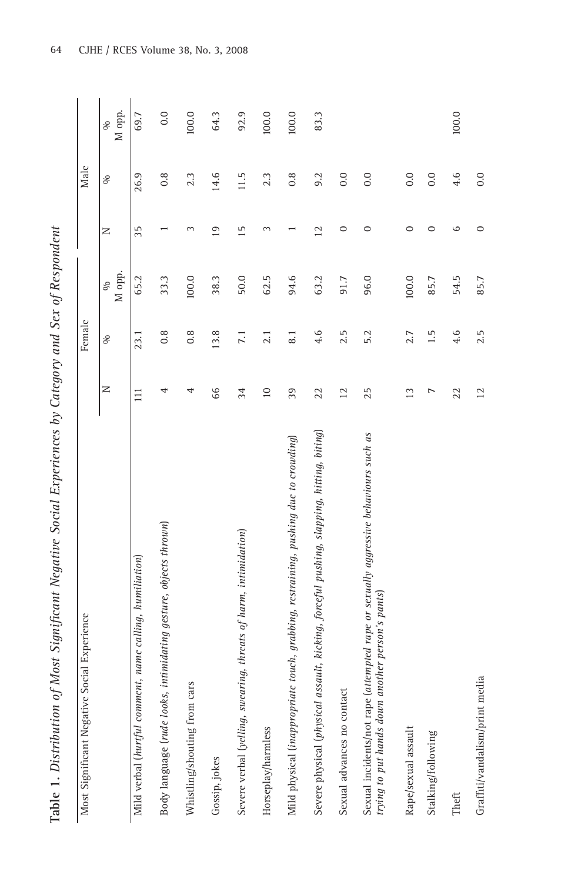**Table 1.** *Distribution of Most Significant Negative Social Experiences by Category and Sex of Respondent*

| Most Significant Negative Social Experience | Female | | | Male | | |
|---|---|---|---|---|---|---|
| | N | % | % M opp. | N | % | % M opp. |
| Mild verbal (*hurtful comment, name calling, humiliation*) | 111 | 23.1 | 65.2 | 35 | 26.9 | 69.7 |
| Body language (*rude looks, intimidating gesture, objects thrown*) | 4 | 0.8 | 33.3 | 1 | 0.8 | 0.0 |
| Whistling/shouting from cars | 4 | 0.8 | 100.0 | 3 | 2.3 | 100.0 |
| Gossip, jokes | 66 | 13.8 | 38.3 | 19 | 14.6 | 64.3 |
| Severe verbal (*yelling, swearing, threats of harm, intimidation*) | 34 | 7.1 | 50.0 | 15 | 11.5 | 92.9 |
| Horseplay/harmless | 10 | 2.1 | 62.5 | 3 | 2.3 | 100.0 |
| Mild physical (*inappropriate touch, grabbing, restraining, pushing due to crowding*) | 39 | 8.1 | 94.6 | 1 | 0.8 | 100.0 |
| Severe physical (*physical assault, kicking, forceful pushing, slapping, hitting, biting*) | 22 | 4.6 | 63.2 | 12 | 9.2 | 83.3 |
| Sexual advances no contact | 12 | 2.5 | 91.7 | 0 | 0.0 | |
| Sexual incidents/not rape (*attempted rape or sexually aggressive behaviours such as trying to put hands down another person's pants*) | 25 | 5.2 | 96.0 | 0 | 0.0 | |
| Rape/sexual assault | 13 | 2.7 | 100.0 | 0 | 0.0 | |
| Stalking/following | 7 | 1.5 | 85.7 | 0 | 0.0 | |
| Theft | 22 | 4.6 | 54.5 | 6 | 4.6 | 100.0 |
| Graffiti/vandalism/print media | 12 | 2.5 | 85.7 | 0 | 0.0 | |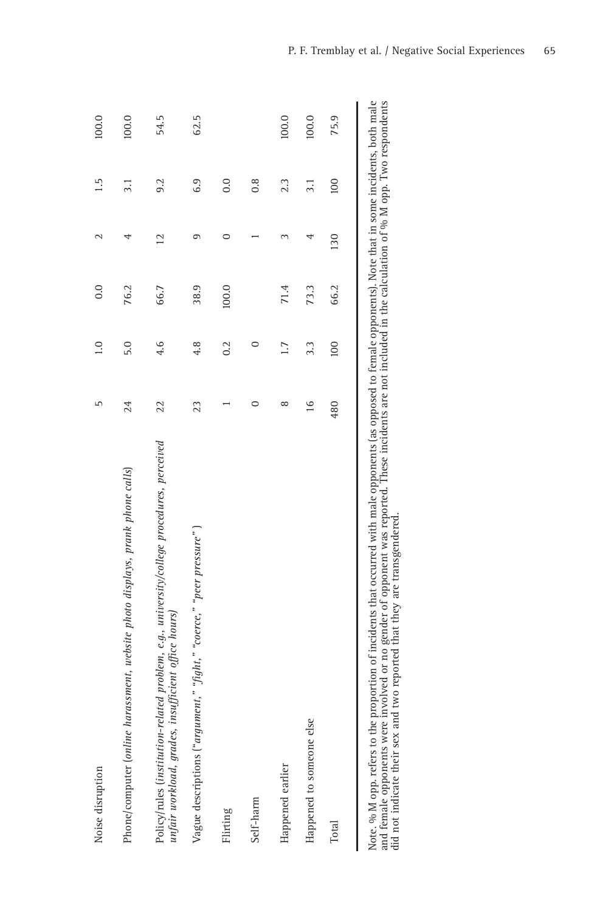| | | | | | | |
|---|---|---|---|---|---|---|
| Noise disruption | 5 | 1.0 | 0.0 | 2 | 1.5 | 100.0 |
| Phone/computer (*online harassment, website photo displays, prank phone calls*) | 24 | 5.0 | 76.2 | 4 | 3.1 | 100.0 |
| Policy/rules (*institution-related problem, e.g., university/college procedures, perceived unfair workload, grades, insufficient office hours*) | 22 | 4.6 | 66.7 | 12 | 9.2 | 54.5 |
| Vague descriptions (*"argument," "fight," "coerce," "peer pressure"*) | 23 | 4.8 | 38.9 | 9 | 6.9 | 62.5 |
| Flirting | 1 | 0.2 | 100.0 | 0 | 0.0 | |
| Self-harm | 0 | 0 | | 1 | 0.8 | |
| Happened earlier | 8 | 1.7 | 71.4 | 3 | 2.3 | 100.0 |
| Happened to someone else | 16 | 3.3 | 73.3 | 4 | 3.1 | 100.0 |
| Total | 480 | 100 | 66.2 | 130 | 100 | 75.9 |

Note. % M opp. refers to the proportion of incidents that occurred with male opponents (as opposed to female opponents). Note that in some incidents, both male and female opponents were involved or no gender of opponent was reported. These incidents are not included in the calculation of % M opp. Two respondents did not indicate their sex and two reported that they are transgendered.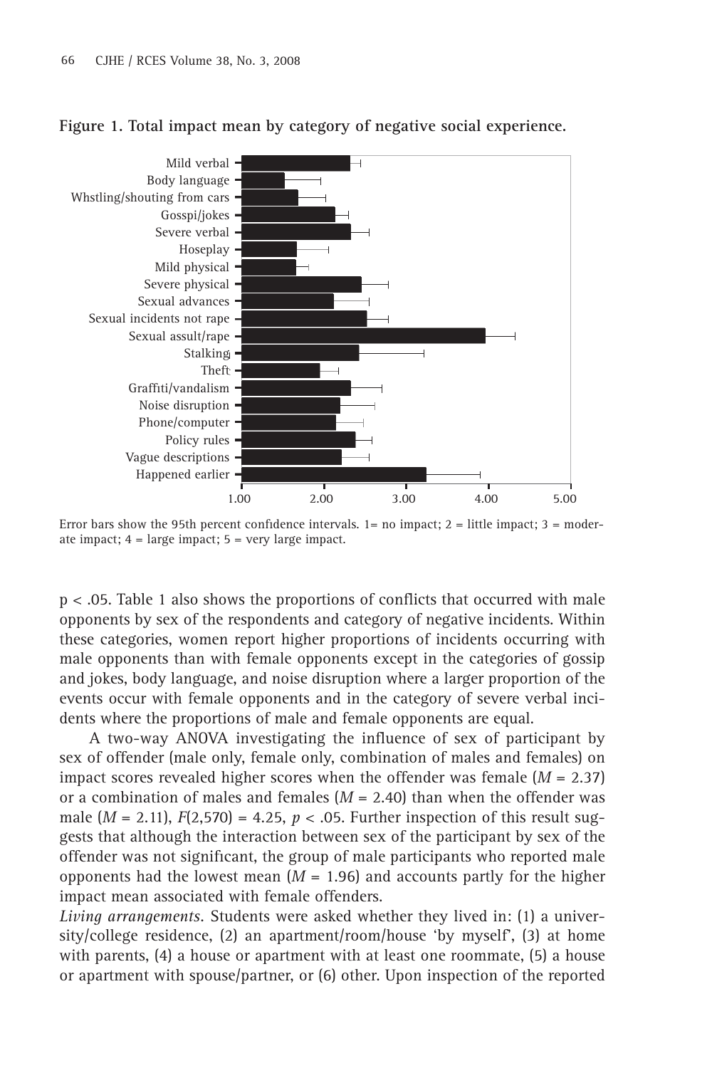**Figure 1. Total impact mean by category of negative social experience.**

Error bars show the 95th percent confidence intervals. 1= no impact; 2 = little impact; 3 = moderate impact; 4 = large impact; 5 = very large impact.

p < .05. Table 1 also shows the proportions of conflicts that occurred with male opponents by sex of the respondents and category of negative incidents. Within these categories, women report higher proportions of incidents occurring with male opponents than with female opponents except in the categories of gossip and jokes, body language, and noise disruption where a larger proportion of the events occur with female opponents and in the category of severe verbal incidents where the proportions of male and female opponents are equal.

A two-way ANOVA investigating the influence of sex of participant by sex of offender (male only, female only, combination of males and females) on impact scores revealed higher scores when the offender was female ($M$ = 2.37) or a combination of males and females ($M$ = 2.40) than when the offender was male ($M$ = 2.11), $F(2,570) = 4.25$, $p < .05$. Further inspection of this result suggests that although the interaction between sex of the participant by sex of the offender was not significant, the group of male participants who reported male opponents had the lowest mean ($M$ = 1.96) and accounts partly for the higher impact mean associated with female offenders.

*Living arrangements*. Students were asked whether they lived in: (1) a university/college residence, (2) an apartment/room/house 'by myself', (3) at home with parents, (4) a house or apartment with at least one roommate, (5) a house or apartment with spouse/partner, or (6) other. Upon inspection of the reported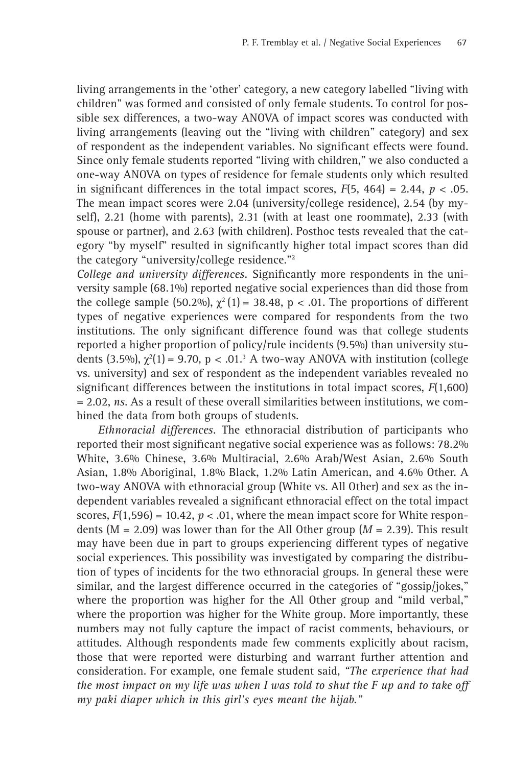living arrangements in the 'other' category, a new category labelled "living with children" was formed and consisted of only female students. To control for possible sex differences, a two-way ANOVA of impact scores was conducted with living arrangements (leaving out the "living with children" category) and sex of respondent as the independent variables. No significant effects were found. Since only female students reported "living with children," we also conducted a one-way ANOVA on types of residence for female students only which resulted in significant differences in the total impact scores, $F(5, 464) = 2.44$, $p < .05$. The mean impact scores were 2.04 (university/college residence), 2.54 (by myself), 2.21 (home with parents), 2.31 (with at least one roommate), 2.33 (with spouse or partner), and 2.63 (with children). Posthoc tests revealed that the category "by myself" resulted in significantly higher total impact scores than did the category "university/college residence."[2]

*College and university differences*. Significantly more respondents in the university sample (68.1%) reported negative social experiences than did those from the college sample (50.2%), $\chi^2(1) = 38.48$, $p < .01$. The proportions of different types of negative experiences were compared for respondents from the two institutions. The only significant difference found was that college students reported a higher proportion of policy/rule incidents (9.5%) than university students (3.5%), $\chi^2(1) = 9.70$, $p < .01$.[3] A two-way ANOVA with institution (college vs. university) and sex of respondent as the independent variables revealed no significant differences between the institutions in total impact scores, $F(1,600) = 2.02$, *ns*. As a result of these overall similarities between institutions, we combined the data from both groups of students.

*Ethnoracial differences*. The ethnoracial distribution of participants who reported their most significant negative social experience was as follows: 78.2% White, 3.6% Chinese, 3.6% Multiracial, 2.6% Arab/West Asian, 2.6% South Asian, 1.8% Aboriginal, 1.8% Black, 1.2% Latin American, and 4.6% Other. A two-way ANOVA with ethnoracial group (White vs. All Other) and sex as the independent variables revealed a significant ethnoracial effect on the total impact scores, $F(1,596) = 10.42$, $p < .01$, where the mean impact score for White respondents ($M = 2.09$) was lower than for the All Other group ($M = 2.39$). This result may have been due in part to groups experiencing different types of negative social experiences. This possibility was investigated by comparing the distribution of types of incidents for the two ethnoracial groups. In general these were similar, and the largest difference occurred in the categories of "gossip/jokes," where the proportion was higher for the All Other group and "mild verbal," where the proportion was higher for the White group. More importantly, these numbers may not fully capture the impact of racist comments, behaviours, or attitudes. Although respondents made few comments explicitly about racism, those that were reported were disturbing and warrant further attention and consideration. For example, one female student said, *"The experience that had the most impact on my life was when I was told to shut the F up and to take off my paki diaper which in this girl's eyes meant the hijab."*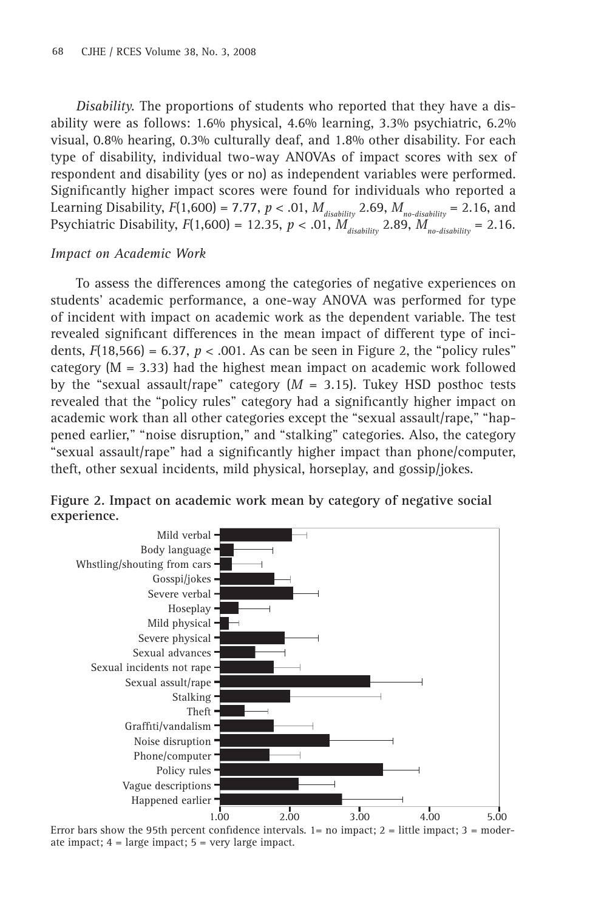*Disability.* The proportions of students who reported that they have a disability were as follows: 1.6% physical, 4.6% learning, 3.3% psychiatric, 6.2% visual, 0.8% hearing, 0.3% culturally deaf, and 1.8% other disability. For each type of disability, individual two-way ANOVAs of impact scores with sex of respondent and disability (yes or no) as independent variables were performed. Significantly higher impact scores were found for individuals who reported a Learning Disability, $F(1,600) = 7.77$, $p < .01$, $M_{disability}$ 2.69, $M_{no\text{-}disability} = 2.16$, and Psychiatric Disability, $F(1,600) = 12.35$, $p < .01$, $M_{disability}$ 2.89, $M_{no\text{-}disability} = 2.16$.

### *Impact on Academic Work*

To assess the differences among the categories of negative experiences on students' academic performance, a one-way ANOVA was performed for type of incident with impact on academic work as the dependent variable. The test revealed significant differences in the mean impact of different type of incidents, $F(18,566) = 6.37$, $p < .001$. As can be seen in Figure 2, the "policy rules" category (M = 3.33) had the highest mean impact on academic work followed by the "sexual assault/rape" category ($M$ = 3.15). Tukey HSD posthoc tests revealed that the "policy rules" category had a significantly higher impact on academic work than all other categories except the "sexual assault/rape," "happened earlier," "noise disruption," and "stalking" categories. Also, the category "sexual assault/rape" had a significantly higher impact than phone/computer, theft, other sexual incidents, mild physical, horseplay, and gossip/jokes.

**Figure 2. Impact on academic work mean by category of negative social experience.**

Error bars show the 95th percent confidence intervals. 1= no impact; 2 = little impact; 3 = moderate impact; 4 = large impact; 5 = very large impact.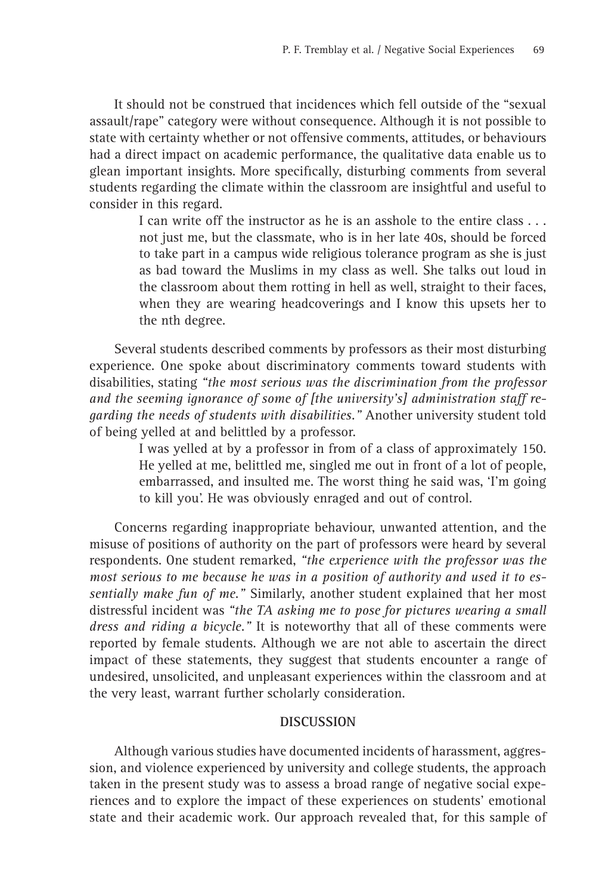It should not be construed that incidences which fell outside of the "sexual assault/rape" category were without consequence. Although it is not possible to state with certainty whether or not offensive comments, attitudes, or behaviours had a direct impact on academic performance, the qualitative data enable us to glean important insights. More specifically, disturbing comments from several students regarding the climate within the classroom are insightful and useful to consider in this regard.

> I can write off the instructor as he is an asshole to the entire class . . . not just me, but the classmate, who is in her late 40s, should be forced to take part in a campus wide religious tolerance program as she is just as bad toward the Muslims in my class as well. She talks out loud in the classroom about them rotting in hell as well, straight to their faces, when they are wearing headcoverings and I know this upsets her to the nth degree.

Several students described comments by professors as their most disturbing experience. One spoke about discriminatory comments toward students with disabilities, stating *"the most serious was the discrimination from the professor and the seeming ignorance of some of [the university's] administration staff regarding the needs of students with disabilities."* Another university student told of being yelled at and belittled by a professor.

> I was yelled at by a professor in from of a class of approximately 150. He yelled at me, belittled me, singled me out in front of a lot of people, embarrassed, and insulted me. The worst thing he said was, 'I'm going to kill you'. He was obviously enraged and out of control.

Concerns regarding inappropriate behaviour, unwanted attention, and the misuse of positions of authority on the part of professors were heard by several respondents. One student remarked, *"the experience with the professor was the most serious to me because he was in a position of authority and used it to essentially make fun of me."* Similarly, another student explained that her most distressful incident was *"the TA asking me to pose for pictures wearing a small dress and riding a bicycle."* It is noteworthy that all of these comments were reported by female students. Although we are not able to ascertain the direct impact of these statements, they suggest that students encounter a range of undesired, unsolicited, and unpleasant experiences within the classroom and at the very least, warrant further scholarly consideration.

## DISCUSSION

Although various studies have documented incidents of harassment, aggression, and violence experienced by university and college students, the approach taken in the present study was to assess a broad range of negative social experiences and to explore the impact of these experiences on students' emotional state and their academic work. Our approach revealed that, for this sample of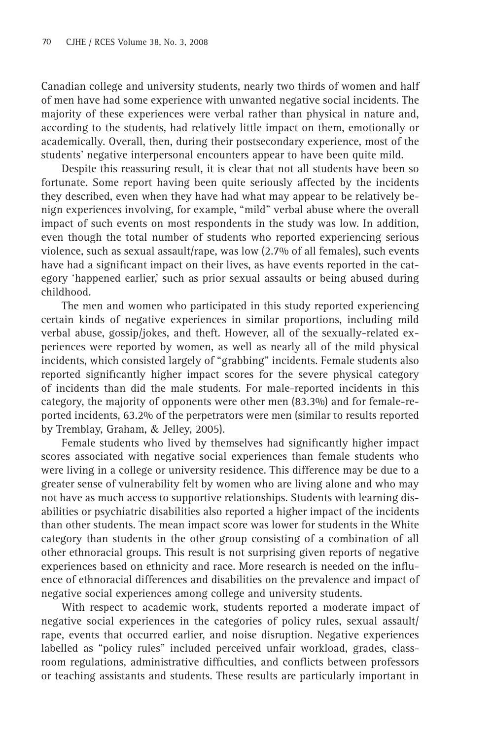Canadian college and university students, nearly two thirds of women and half of men have had some experience with unwanted negative social incidents. The majority of these experiences were verbal rather than physical in nature and, according to the students, had relatively little impact on them, emotionally or academically. Overall, then, during their postsecondary experience, most of the students' negative interpersonal encounters appear to have been quite mild.

Despite this reassuring result, it is clear that not all students have been so fortunate. Some report having been quite seriously affected by the incidents they described, even when they have had what may appear to be relatively benign experiences involving, for example, "mild" verbal abuse where the overall impact of such events on most respondents in the study was low. In addition, even though the total number of students who reported experiencing serious violence, such as sexual assault/rape, was low (2.7% of all females), such events have had a significant impact on their lives, as have events reported in the category 'happened earlier,' such as prior sexual assaults or being abused during childhood.

The men and women who participated in this study reported experiencing certain kinds of negative experiences in similar proportions, including mild verbal abuse, gossip/jokes, and theft. However, all of the sexually-related experiences were reported by women, as well as nearly all of the mild physical incidents, which consisted largely of "grabbing" incidents. Female students also reported significantly higher impact scores for the severe physical category of incidents than did the male students. For male-reported incidents in this category, the majority of opponents were other men (83.3%) and for female-reported incidents, 63.2% of the perpetrators were men (similar to results reported by Tremblay, Graham, & Jelley, 2005).

Female students who lived by themselves had significantly higher impact scores associated with negative social experiences than female students who were living in a college or university residence. This difference may be due to a greater sense of vulnerability felt by women who are living alone and who may not have as much access to supportive relationships. Students with learning disabilities or psychiatric disabilities also reported a higher impact of the incidents than other students. The mean impact score was lower for students in the White category than students in the other group consisting of a combination of all other ethnoracial groups. This result is not surprising given reports of negative experiences based on ethnicity and race. More research is needed on the influence of ethnoracial differences and disabilities on the prevalence and impact of negative social experiences among college and university students.

With respect to academic work, students reported a moderate impact of negative social experiences in the categories of policy rules, sexual assault/rape, events that occurred earlier, and noise disruption. Negative experiences labelled as "policy rules" included perceived unfair workload, grades, classroom regulations, administrative difficulties, and conflicts between professors or teaching assistants and students. These results are particularly important in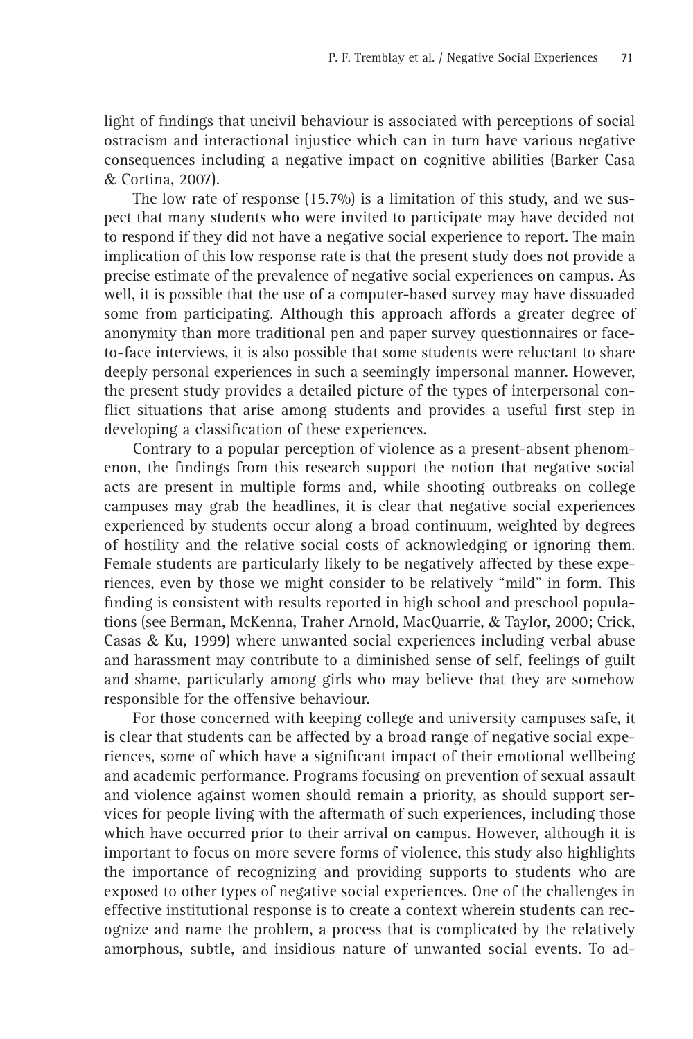light of findings that uncivil behaviour is associated with perceptions of social ostracism and interactional injustice which can in turn have various negative consequences including a negative impact on cognitive abilities (Barker Casa & Cortina, 2007).

The low rate of response (15.7%) is a limitation of this study, and we suspect that many students who were invited to participate may have decided not to respond if they did not have a negative social experience to report. The main implication of this low response rate is that the present study does not provide a precise estimate of the prevalence of negative social experiences on campus. As well, it is possible that the use of a computer-based survey may have dissuaded some from participating. Although this approach affords a greater degree of anonymity than more traditional pen and paper survey questionnaires or face-to-face interviews, it is also possible that some students were reluctant to share deeply personal experiences in such a seemingly impersonal manner. However, the present study provides a detailed picture of the types of interpersonal conflict situations that arise among students and provides a useful first step in developing a classification of these experiences.

Contrary to a popular perception of violence as a present-absent phenomenon, the findings from this research support the notion that negative social acts are present in multiple forms and, while shooting outbreaks on college campuses may grab the headlines, it is clear that negative social experiences experienced by students occur along a broad continuum, weighted by degrees of hostility and the relative social costs of acknowledging or ignoring them. Female students are particularly likely to be negatively affected by these experiences, even by those we might consider to be relatively "mild" in form. This finding is consistent with results reported in high school and preschool populations (see Berman, McKenna, Traher Arnold, MacQuarrie, & Taylor, 2000; Crick, Casas & Ku, 1999) where unwanted social experiences including verbal abuse and harassment may contribute to a diminished sense of self, feelings of guilt and shame, particularly among girls who may believe that they are somehow responsible for the offensive behaviour.

For those concerned with keeping college and university campuses safe, it is clear that students can be affected by a broad range of negative social experiences, some of which have a significant impact of their emotional wellbeing and academic performance. Programs focusing on prevention of sexual assault and violence against women should remain a priority, as should support services for people living with the aftermath of such experiences, including those which have occurred prior to their arrival on campus. However, although it is important to focus on more severe forms of violence, this study also highlights the importance of recognizing and providing supports to students who are exposed to other types of negative social experiences. One of the challenges in effective institutional response is to create a context wherein students can recognize and name the problem, a process that is complicated by the relatively amorphous, subtle, and insidious nature of unwanted social events. To ad-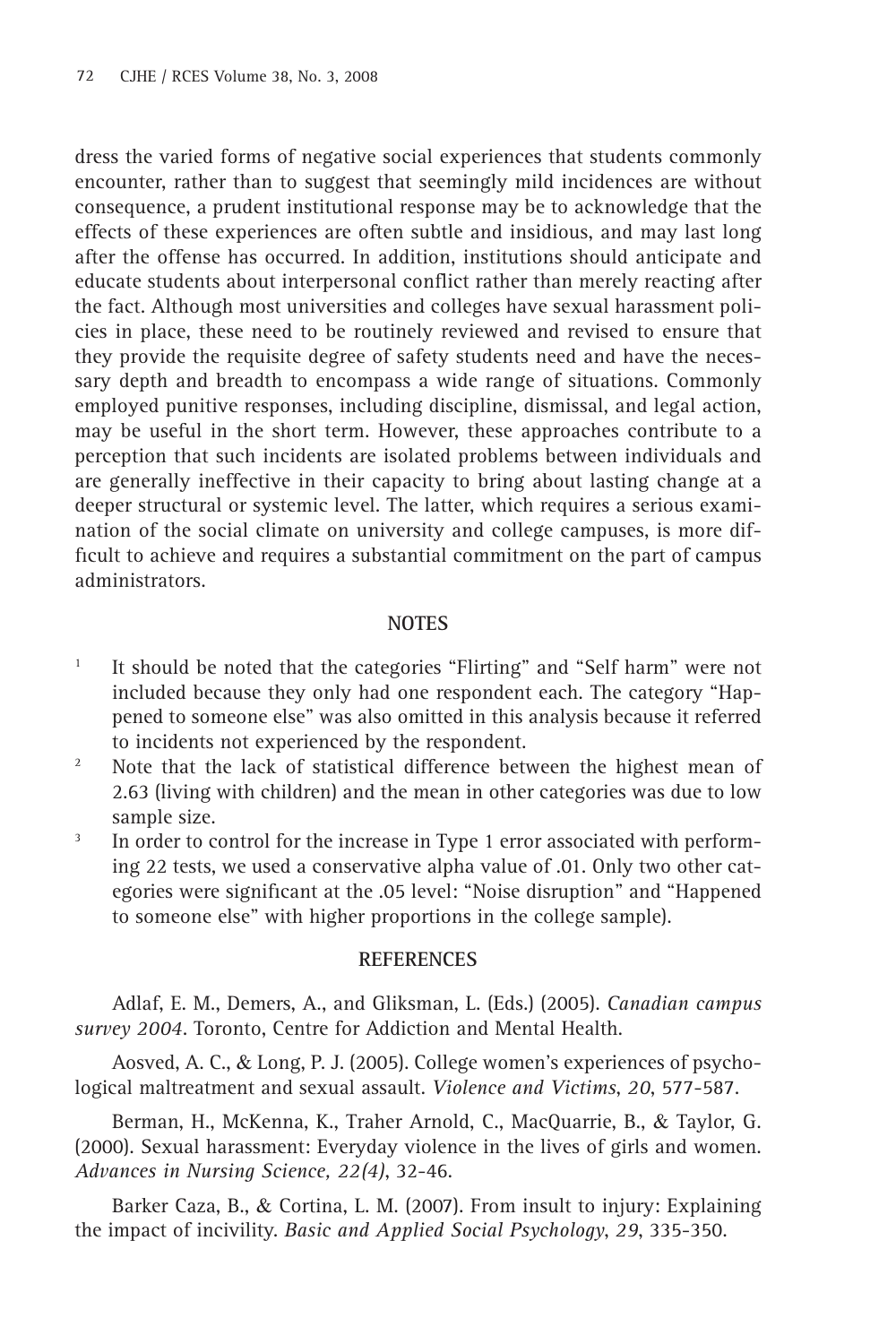dress the varied forms of negative social experiences that students commonly encounter, rather than to suggest that seemingly mild incidences are without consequence, a prudent institutional response may be to acknowledge that the effects of these experiences are often subtle and insidious, and may last long after the offense has occurred. In addition, institutions should anticipate and educate students about interpersonal conflict rather than merely reacting after the fact. Although most universities and colleges have sexual harassment policies in place, these need to be routinely reviewed and revised to ensure that they provide the requisite degree of safety students need and have the necessary depth and breadth to encompass a wide range of situations. Commonly employed punitive responses, including discipline, dismissal, and legal action, may be useful in the short term. However, these approaches contribute to a perception that such incidents are isolated problems between individuals and are generally ineffective in their capacity to bring about lasting change at a deeper structural or systemic level. The latter, which requires a serious examination of the social climate on university and college campuses, is more difficult to achieve and requires a substantial commitment on the part of campus administrators.

## NOTES

1. It should be noted that the categories "Flirting" and "Self harm" were not included because they only had one respondent each. The category "Happened to someone else" was also omitted in this analysis because it referred to incidents not experienced by the respondent.
2. Note that the lack of statistical difference between the highest mean of 2.63 (living with children) and the mean in other categories was due to low sample size.
3. In order to control for the increase in Type 1 error associated with performing 22 tests, we used a conservative alpha value of .01. Only two other categories were significant at the .05 level: "Noise disruption" and "Happened to someone else" with higher proportions in the college sample).

## REFERENCES

Adlaf, E. M., Demers, A., and Gliksman, L. (Eds.) (2005). *Canadian campus survey 2004*. Toronto, Centre for Addiction and Mental Health.

Aosved, A. C., & Long, P. J. (2005). College women's experiences of psychological maltreatment and sexual assault. *Violence and Victims*, *20*, 577-587.

Berman, H., McKenna, K., Traher Arnold, C., MacQuarrie, B., & Taylor, G. (2000). Sexual harassment: Everyday violence in the lives of girls and women. *Advances in Nursing Science, 22(4)*, 32-46.

Barker Caza, B., & Cortina, L. M. (2007). From insult to injury: Explaining the impact of incivility. *Basic and Applied Social Psychology*, *29*, 335-350.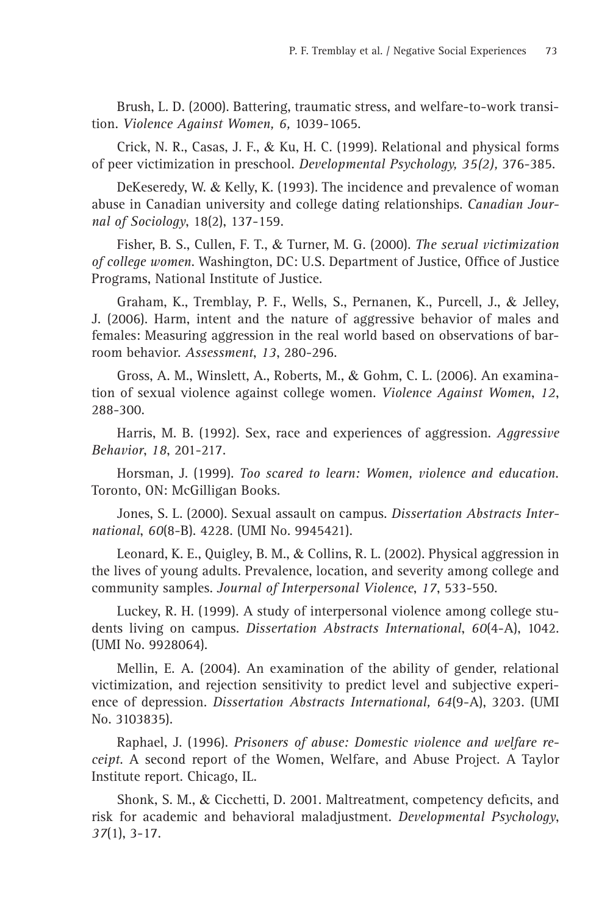Brush, L. D. (2000). Battering, traumatic stress, and welfare-to-work transition. *Violence Against Women, 6,* 1039-1065.

Crick, N. R., Casas, J. F., & Ku, H. C. (1999). Relational and physical forms of peer victimization in preschool. *Developmental Psychology, 35(2),* 376-385.

DeKeseredy, W. & Kelly, K. (1993). The incidence and prevalence of woman abuse in Canadian university and college dating relationships. *Canadian Journal of Sociology*, 18(2), 137-159.

Fisher, B. S., Cullen, F. T., & Turner, M. G. (2000). *The sexual victimization of college women.* Washington, DC: U.S. Department of Justice, Office of Justice Programs, National Institute of Justice.

Graham, K., Tremblay, P. F., Wells, S., Pernanen, K., Purcell, J., & Jelley, J. (2006). Harm, intent and the nature of aggressive behavior of males and females: Measuring aggression in the real world based on observations of barroom behavior. *Assessment*, *13*, 280-296.

Gross, A. M., Winslett, A., Roberts, M., & Gohm, C. L. (2006). An examination of sexual violence against college women. *Violence Against Women*, *12*, 288-300.

Harris, M. B. (1992). Sex, race and experiences of aggression. *Aggressive Behavior*, *18*, 201-217.

Horsman, J. (1999). *Too scared to learn: Women, violence and education.* Toronto, ON: McGilligan Books.

Jones, S. L. (2000). Sexual assault on campus. *Dissertation Abstracts International*, *60*(8-B). 4228. (UMI No. 9945421).

Leonard, K. E., Quigley, B. M., & Collins, R. L. (2002). Physical aggression in the lives of young adults. Prevalence, location, and severity among college and community samples. *Journal of Interpersonal Violence*, *17*, 533-550.

Luckey, R. H. (1999). A study of interpersonal violence among college students living on campus. *Dissertation Abstracts International*, *60*(4-A), 1042. (UMI No. 9928064).

Mellin, E. A. (2004). An examination of the ability of gender, relational victimization, and rejection sensitivity to predict level and subjective experience of depression. *Dissertation Abstracts International, 64*(9-A), 3203. (UMI No. 3103835).

Raphael, J. (1996). *Prisoners of abuse: Domestic violence and welfare receipt.* A second report of the Women, Welfare, and Abuse Project. A Taylor Institute report. Chicago, IL.

Shonk, S. M., & Cicchetti, D. 2001. Maltreatment, competency deficits, and risk for academic and behavioral maladjustment. *Developmental Psychology*, *37*(1), 3-17.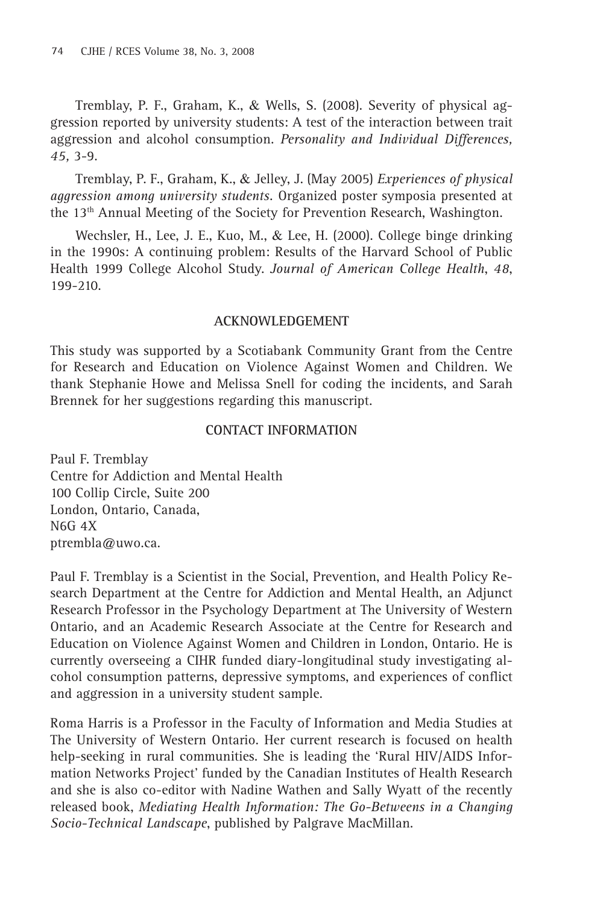Tremblay, P. F., Graham, K., & Wells, S. (2008). Severity of physical aggression reported by university students: A test of the interaction between trait aggression and alcohol consumption. *Personality and Individual Differences, 45,* 3-9.

Tremblay, P. F., Graham, K., & Jelley, J. (May 2005) *Experiences of physical aggression among university students*. Organized poster symposia presented at the 13th Annual Meeting of the Society for Prevention Research, Washington.

Wechsler, H., Lee, J. E., Kuo, M., & Lee, H. (2000). College binge drinking in the 1990s: A continuing problem: Results of the Harvard School of Public Health 1999 College Alcohol Study. *Journal of American College Health*, *48*, 199-210.

## ACKNOWLEDGEMENT

This study was supported by a Scotiabank Community Grant from the Centre for Research and Education on Violence Against Women and Children. We thank Stephanie Howe and Melissa Snell for coding the incidents, and Sarah Brennek for her suggestions regarding this manuscript.

## CONTACT INFORMATION

Paul F. Tremblay
Centre for Addiction and Mental Health
100 Collip Circle, Suite 200
London, Ontario, Canada,
N6G 4X
ptrembla@uwo.ca.

Paul F. Tremblay is a Scientist in the Social, Prevention, and Health Policy Research Department at the Centre for Addiction and Mental Health, an Adjunct Research Professor in the Psychology Department at The University of Western Ontario, and an Academic Research Associate at the Centre for Research and Education on Violence Against Women and Children in London, Ontario. He is currently overseeing a CIHR funded diary-longitudinal study investigating alcohol consumption patterns, depressive symptoms, and experiences of conflict and aggression in a university student sample.

Roma Harris is a Professor in the Faculty of Information and Media Studies at The University of Western Ontario. Her current research is focused on health help-seeking in rural communities. She is leading the 'Rural HIV/AIDS Information Networks Project' funded by the Canadian Institutes of Health Research and she is also co-editor with Nadine Wathen and Sally Wyatt of the recently released book, *Mediating Health Information: The Go-Betweens in a Changing Socio-Technical Landscape*, published by Palgrave MacMillan.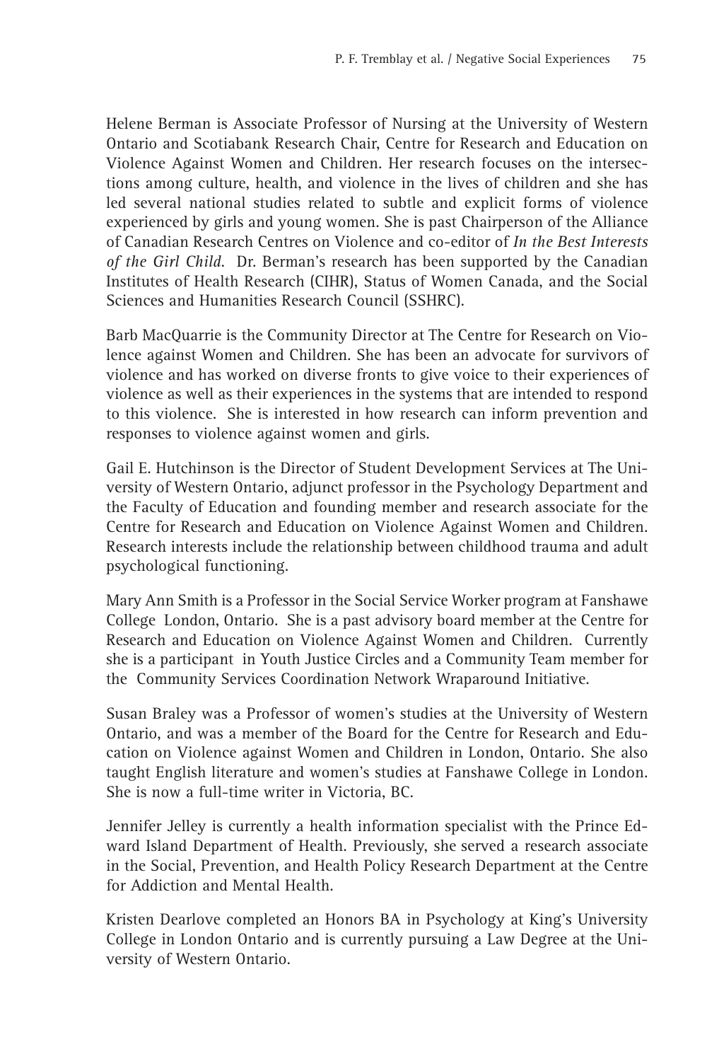Helene Berman is Associate Professor of Nursing at the University of Western Ontario and Scotiabank Research Chair, Centre for Research and Education on Violence Against Women and Children. Her research focuses on the intersections among culture, health, and violence in the lives of children and she has led several national studies related to subtle and explicit forms of violence experienced by girls and young women. She is past Chairperson of the Alliance of Canadian Research Centres on Violence and co-editor of *In the Best Interests of the Girl Child.* Dr. Berman's research has been supported by the Canadian Institutes of Health Research (CIHR), Status of Women Canada, and the Social Sciences and Humanities Research Council (SSHRC).

Barb MacQuarrie is the Community Director at The Centre for Research on Violence against Women and Children. She has been an advocate for survivors of violence and has worked on diverse fronts to give voice to their experiences of violence as well as their experiences in the systems that are intended to respond to this violence. She is interested in how research can inform prevention and responses to violence against women and girls.

Gail E. Hutchinson is the Director of Student Development Services at The University of Western Ontario, adjunct professor in the Psychology Department and the Faculty of Education and founding member and research associate for the Centre for Research and Education on Violence Against Women and Children. Research interests include the relationship between childhood trauma and adult psychological functioning.

Mary Ann Smith is a Professor in the Social Service Worker program at Fanshawe College London, Ontario. She is a past advisory board member at the Centre for Research and Education on Violence Against Women and Children. Currently she is a participant in Youth Justice Circles and a Community Team member for the Community Services Coordination Network Wraparound Initiative.

Susan Braley was a Professor of women's studies at the University of Western Ontario, and was a member of the Board for the Centre for Research and Education on Violence against Women and Children in London, Ontario. She also taught English literature and women's studies at Fanshawe College in London. She is now a full-time writer in Victoria, BC.

Jennifer Jelley is currently a health information specialist with the Prince Edward Island Department of Health. Previously, she served a research associate in the Social, Prevention, and Health Policy Research Department at the Centre for Addiction and Mental Health.

Kristen Dearlove completed an Honors BA in Psychology at King's University College in London Ontario and is currently pursuing a Law Degree at the University of Western Ontario.